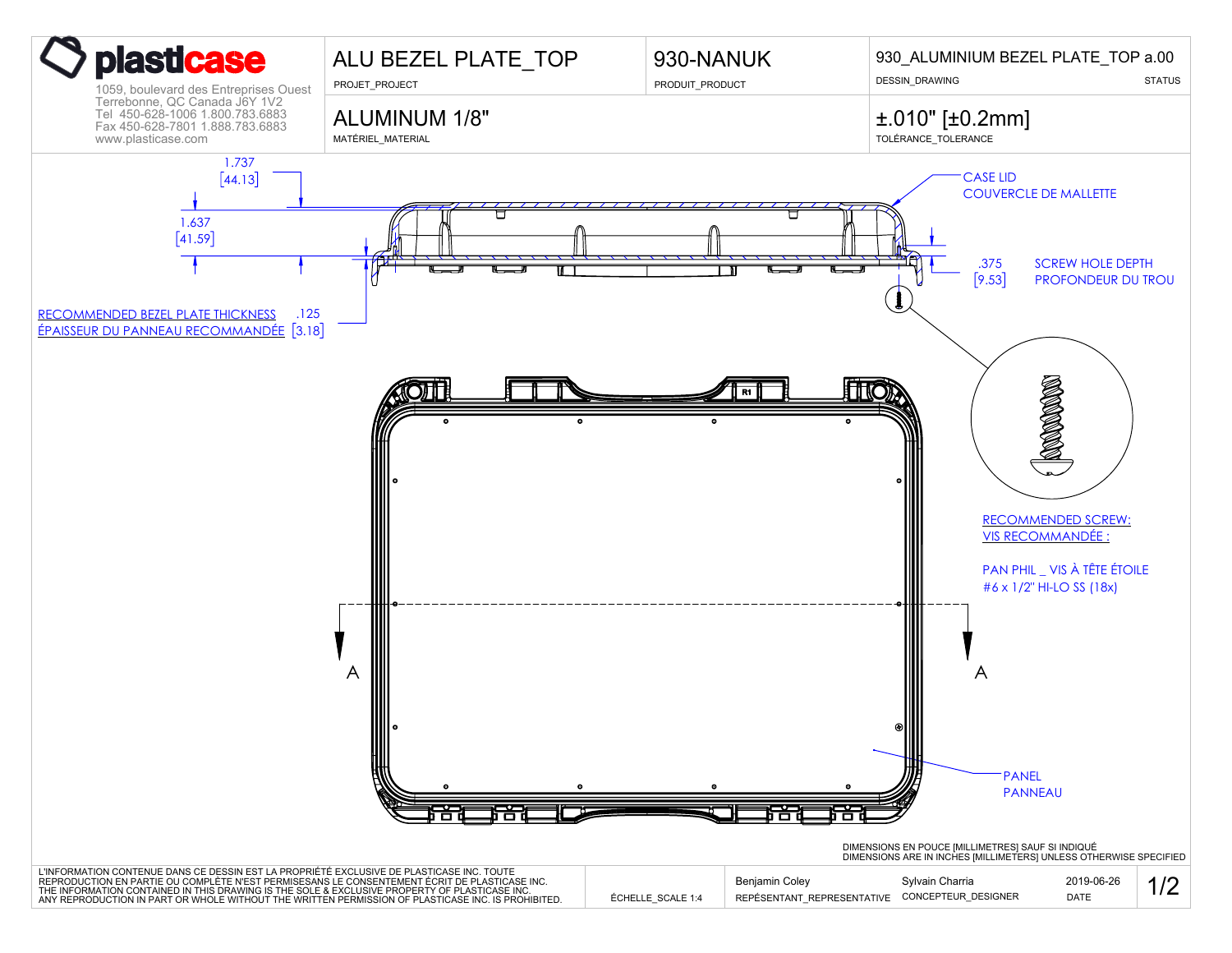# plasticase

1059, boulevard des Entreprises Ouest
Terrebonne, QC Canada J6Y 1V2
Tel 450-628-1006 1.800.783.6883
Fax 450-628-7801 1.888.783.6883
www.plasticase.com

| ALU BEZEL PLATE_TOP | 930-NANUK | 930_ALUMINIUM BEZEL PLATE_TOP a.00 |
| --- | --- | --- |
| PROJET_PROJECT | PRODUIT_PRODUCT | DESSIN_DRAWING — STATUS |
| ALUMINUM 1/8" | | ±.010" [±0.2mm] |
| MATÉRIEL_MATERIAL | | TOLÉRANCE_TOLERANCE |

1.737 [44.13]

1.637 [41.59]

CASE LID
COUVERCLE DE MALLETTE

.375 [9.53] SCREW HOLE DEPTH
PROFONDEUR DU TROU

RECOMMENDED BEZEL PLATE THICKNESS .125
ÉPAISSEUR DU PANNEAU RECOMMANDÉE [3.18]

R1

A A

RECOMMENDED SCREW:
VIS RECOMMANDÉE :

PAN PHIL _ VIS À TÊTE ÉTOILE
#6 x 1/2" HI-LO SS (18x)

PANEL
PANNEAU

DIMENSIONS EN POUCE [MILLIMETRES] SAUF SI INDIQUÉ
DIMENSIONS ARE IN INCHES [MILLIMETERS] UNLESS OTHERWISE SPECIFIED

L'INFORMATION CONTENUE DANS CE DESSIN EST LA PROPRIÉTÉ EXCLUSIVE DE PLASTICASE INC. TOUTE REPRODUCTION EN PARTIE OU COMPLÈTE N'EST PERMISESANS LE CONSENTEMENT ÉCRIT DE PLASTICASE INC.
THE INFORMATION CONTAINED IN THIS DRAWING IS THE SOLE & EXCLUSIVE PROPERTY OF PLASTICASE INC. ANY REPRODUCTION IN PART OR WHOLE WITHOUT THE WRITTEN PERMISSION OF PLASTICASE INC. IS PROHIBITED.

| ÉCHELLE_SCALE 1:4 | Benjamin Coley | Sylvain Charria | 2019-06-26 |
| --- | --- | --- | --- |
| | REPÉSENTANT_REPRESENTATIVE | CONCEPTEUR_DESIGNER | DATE |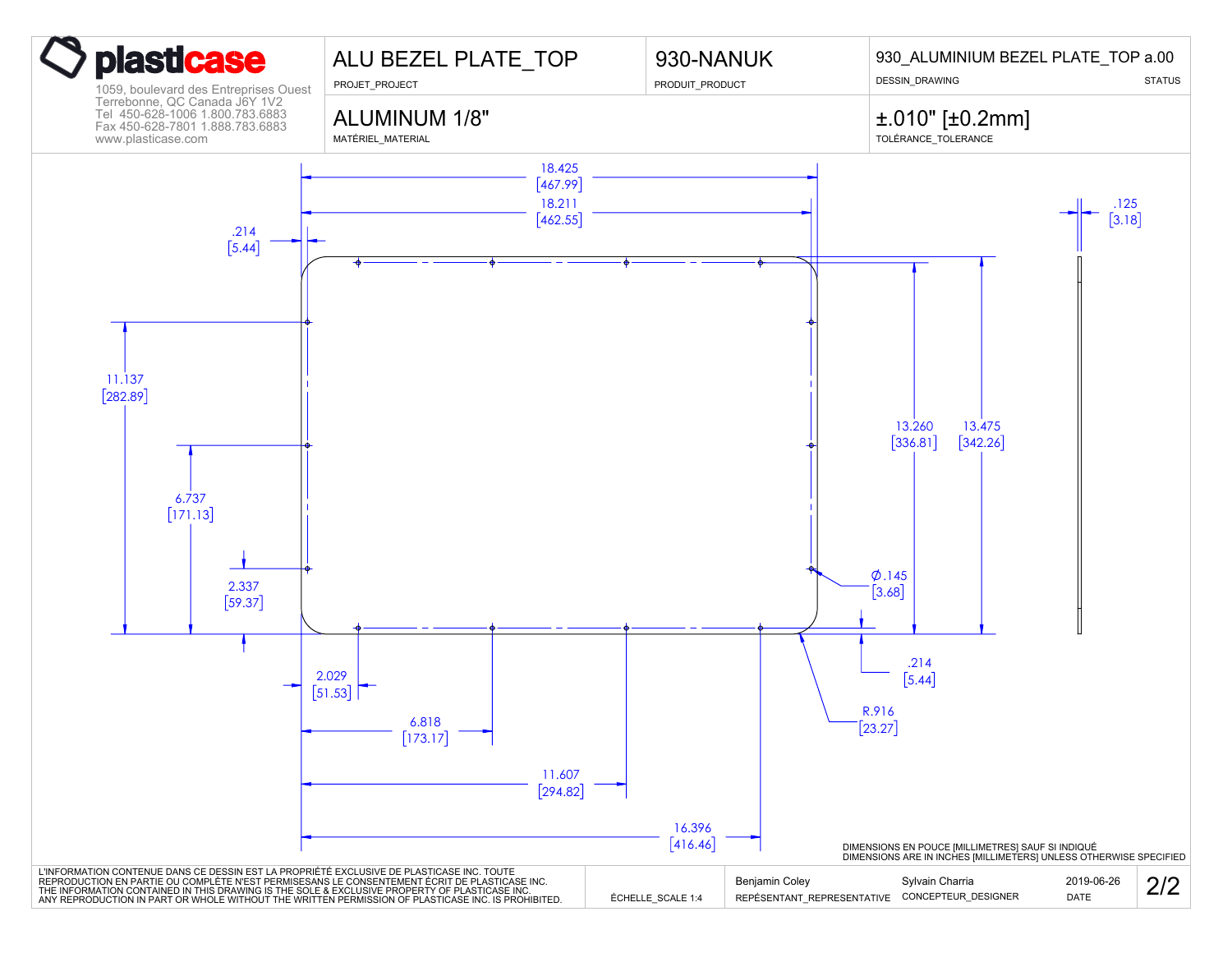**plasticase**

1059, boulevard des Entreprises Ouest
Terrebonne, QC Canada J6Y 1V2
Tel 450-628-1006 1.800.783.6883
Fax 450-628-7801 1.888.783.6883
www.plasticase.com

| | | | |
|---|---|---|---|
| ALU BEZEL PLATE_TOP<br>PROJET_PROJECT | 930-NANUK<br>PRODUIT_PRODUCT | 930_ALUMINIUM BEZEL PLATE_TOP a.00<br>DESSIN_DRAWING | STATUS |
| ALUMINUM 1/8"<br>MATÉRIEL_MATERIAL | | ±.010" [±0.2mm]<br>TOLÉRANCE_TOLERANCE | |

18.425 [467.99]
18.211 [462.55]
.214 [5.44]
.125 [3.18]
11.137 [282.89]
6.737 [171.13]
2.337 [59.37]
13.260 [336.81]
13.475 [342.26]
Ø.145 [3.68]
.214 [5.44]
R.916 [23.27]
2.029 [51.53]
6.818 [173.17]
11.607 [294.82]
16.396 [416.46]

DIMENSIONS EN POUCE [MILLIMETRES] SAUF SI INDIQUÉ
DIMENSIONS ARE IN INCHES [MILLIMETERS] UNLESS OTHERWISE SPECIFIED

L'INFORMATION CONTENUE DANS CE DESSIN EST LA PROPRIÉTÉ EXCLUSIVE DE PLASTICASE INC. TOUTE REPRODUCTION EN PARTIE OU COMPLÈTE N'EST PERMISESANS LE CONSENTEMENT ÉCRIT DE PLASTICASE INC.
THE INFORMATION CONTAINED IN THIS DRAWING IS THE SOLE & EXCLUSIVE PROPERTY OF PLASTICASE INC. ANY REPRODUCTION IN PART OR WHOLE WITHOUT THE WRITTEN PERMISSION OF PLASTICASE INC. IS PROHIBITED.

| | | | | |
|---|---|---|---|---|
| ÉCHELLE_SCALE 1:4 | Benjamin Coley<br>REPÉSENTANT_REPRESENTATIVE | Sylvain Charria<br>CONCEPTEUR_DESIGNER | 2019-06-26<br>DATE | 2/2 |